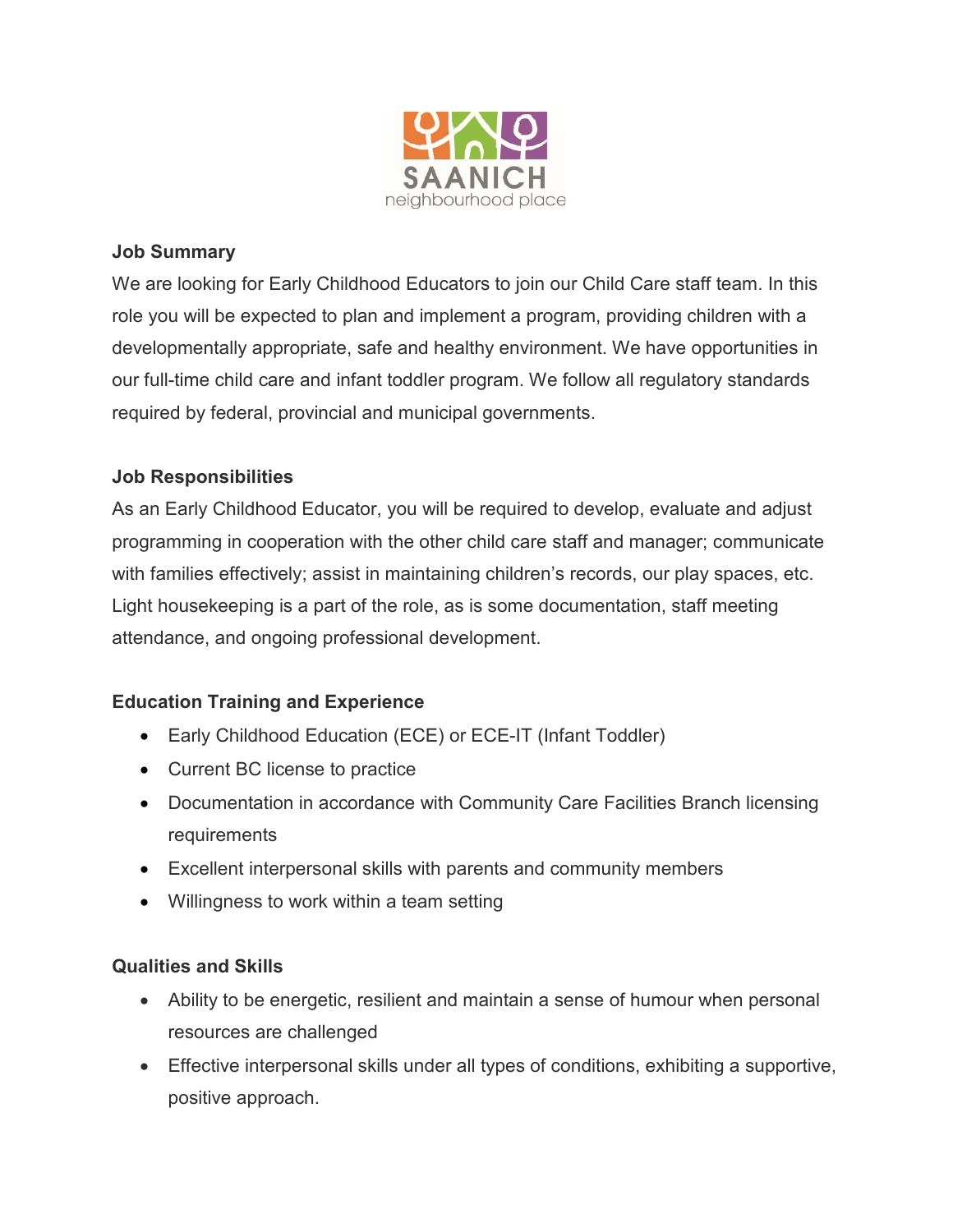SAANICH
neighbourhood place

**Job Summary**

We are looking for Early Childhood Educators to join our Child Care staff team. In this role you will be expected to plan and implement a program, providing children with a developmentally appropriate, safe and healthy environment. We have opportunities in our full-time child care and infant toddler program. We follow all regulatory standards required by federal, provincial and municipal governments.

**Job Responsibilities**

As an Early Childhood Educator, you will be required to develop, evaluate and adjust programming in cooperation with the other child care staff and manager; communicate with families effectively; assist in maintaining children's records, our play spaces, etc. Light housekeeping is a part of the role, as is some documentation, staff meeting attendance, and ongoing professional development.

**Education Training and Experience**

- Early Childhood Education (ECE) or ECE-IT (Infant Toddler)
- Current BC license to practice
- Documentation in accordance with Community Care Facilities Branch licensing requirements
- Excellent interpersonal skills with parents and community members
- Willingness to work within a team setting

**Qualities and Skills**

- Ability to be energetic, resilient and maintain a sense of humour when personal resources are challenged
- Effective interpersonal skills under all types of conditions, exhibiting a supportive, positive approach.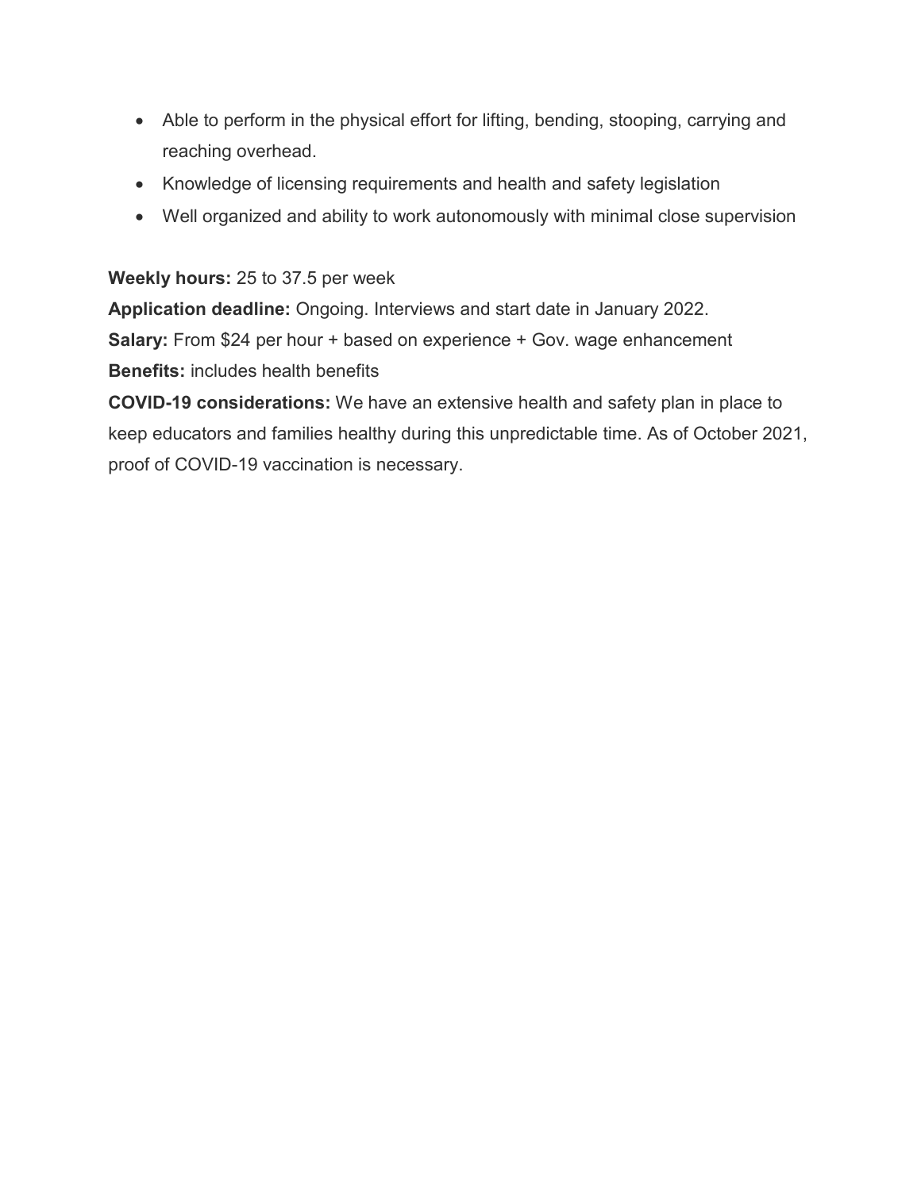- Able to perform in the physical effort for lifting, bending, stooping, carrying and reaching overhead.
- Knowledge of licensing requirements and health and safety legislation
- Well organized and ability to work autonomously with minimal close supervision

**Weekly hours:** 25 to 37.5 per week
**Application deadline:** Ongoing. Interviews and start date in January 2022.
**Salary:** From $24 per hour + based on experience + Gov. wage enhancement
**Benefits:** includes health benefits
**COVID-19 considerations:** We have an extensive health and safety plan in place to keep educators and families healthy during this unpredictable time. As of October 2021, proof of COVID-19 vaccination is necessary.